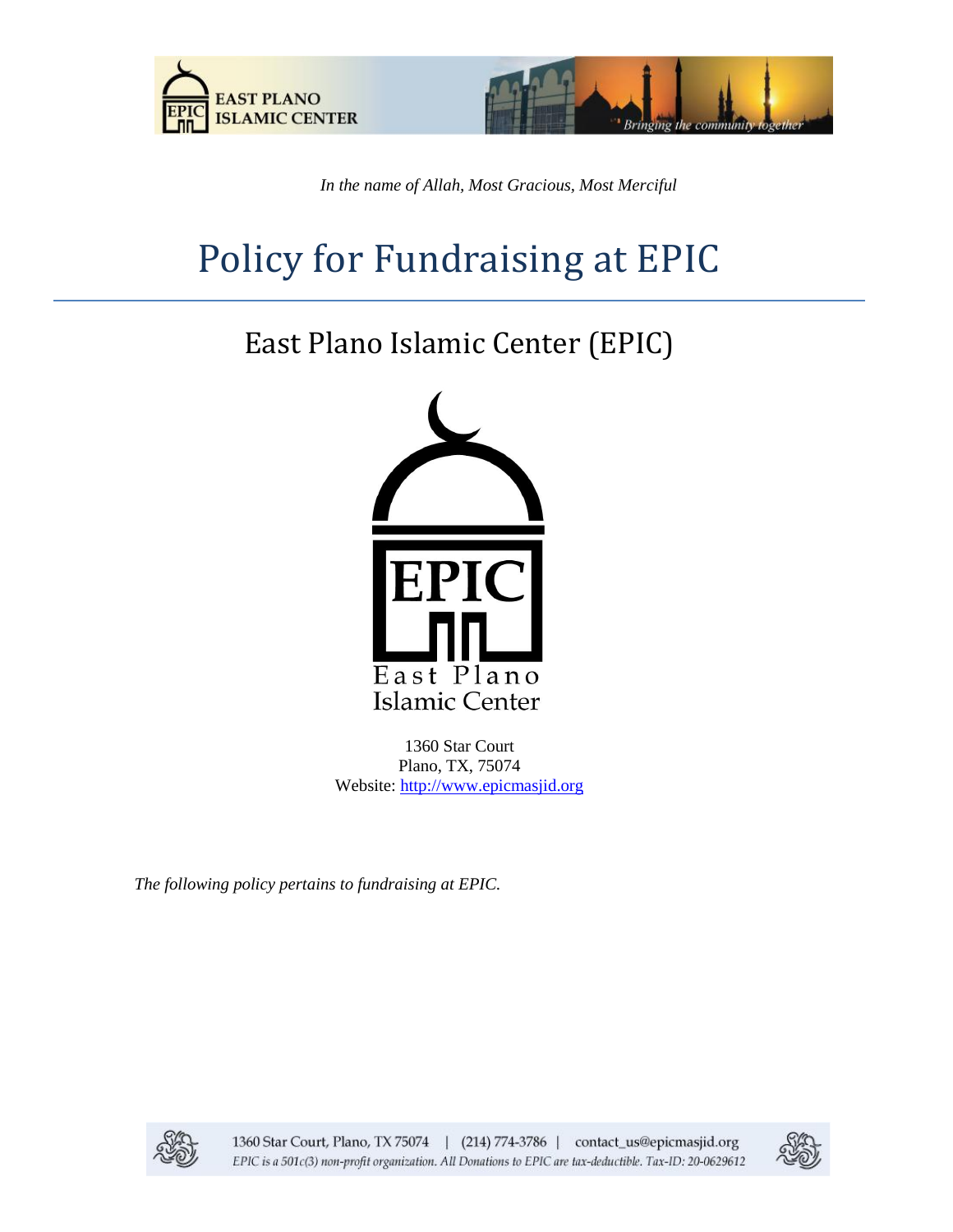*In the name of Allah, Most Gracious, Most Merciful*

# Policy for Fundraising at EPIC

## East Plano Islamic Center (EPIC)

1360 Star Court
Plano, TX, 75074
Website: http://www.epicmasjid.org

*The following policy pertains to fundraising at EPIC.*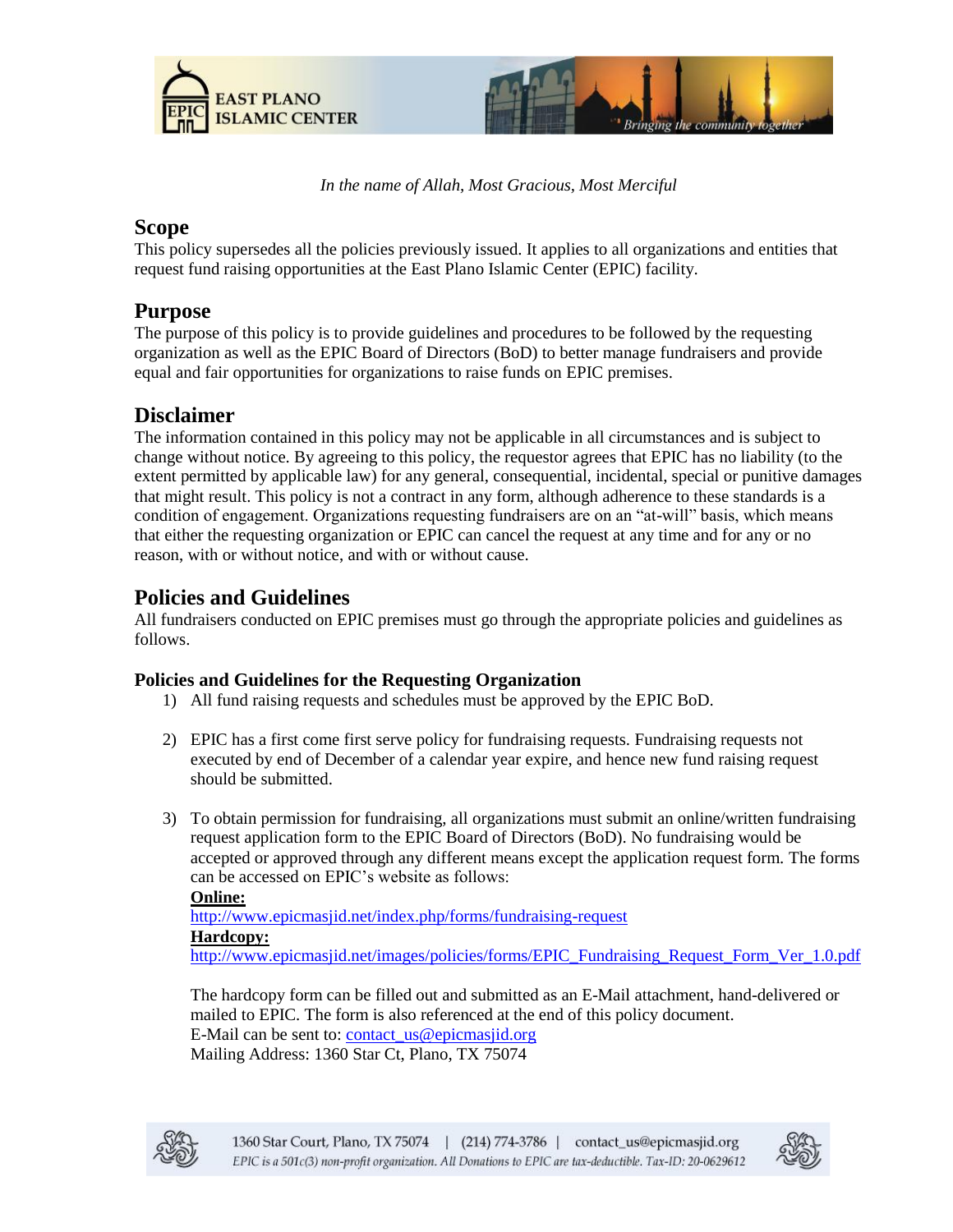*In the name of Allah, Most Gracious, Most Merciful*

## Scope

This policy supersedes all the policies previously issued. It applies to all organizations and entities that request fund raising opportunities at the East Plano Islamic Center (EPIC) facility.

## Purpose

The purpose of this policy is to provide guidelines and procedures to be followed by the requesting organization as well as the EPIC Board of Directors (BoD) to better manage fundraisers and provide equal and fair opportunities for organizations to raise funds on EPIC premises.

## Disclaimer

The information contained in this policy may not be applicable in all circumstances and is subject to change without notice. By agreeing to this policy, the requestor agrees that EPIC has no liability (to the extent permitted by applicable law) for any general, consequential, incidental, special or punitive damages that might result. This policy is not a contract in any form, although adherence to these standards is a condition of engagement. Organizations requesting fundraisers are on an "at-will" basis, which means that either the requesting organization or EPIC can cancel the request at any time and for any or no reason, with or without notice, and with or without cause.

## Policies and Guidelines

All fundraisers conducted on EPIC premises must go through the appropriate policies and guidelines as follows.

### Policies and Guidelines for the Requesting Organization

1) All fund raising requests and schedules must be approved by the EPIC BoD.

2) EPIC has a first come first serve policy for fundraising requests. Fundraising requests not executed by end of December of a calendar year expire, and hence new fund raising request should be submitted.

3) To obtain permission for fundraising, all organizations must submit an online/written fundraising request application form to the EPIC Board of Directors (BoD). No fundraising would be accepted or approved through any different means except the application request form. The forms can be accessed on EPIC's website as follows:

   **Online:**
   http://www.epicmasjid.net/index.php/forms/fundraising-request
   **Hardcopy:**
   http://www.epicmasjid.net/images/policies/forms/EPIC_Fundraising_Request_Form_Ver_1.0.pdf

   The hardcopy form can be filled out and submitted as an E-Mail attachment, hand-delivered or mailed to EPIC. The form is also referenced at the end of this policy document.
   E-Mail can be sent to: contact_us@epicmasjid.org
   Mailing Address: 1360 Star Ct, Plano, TX 75074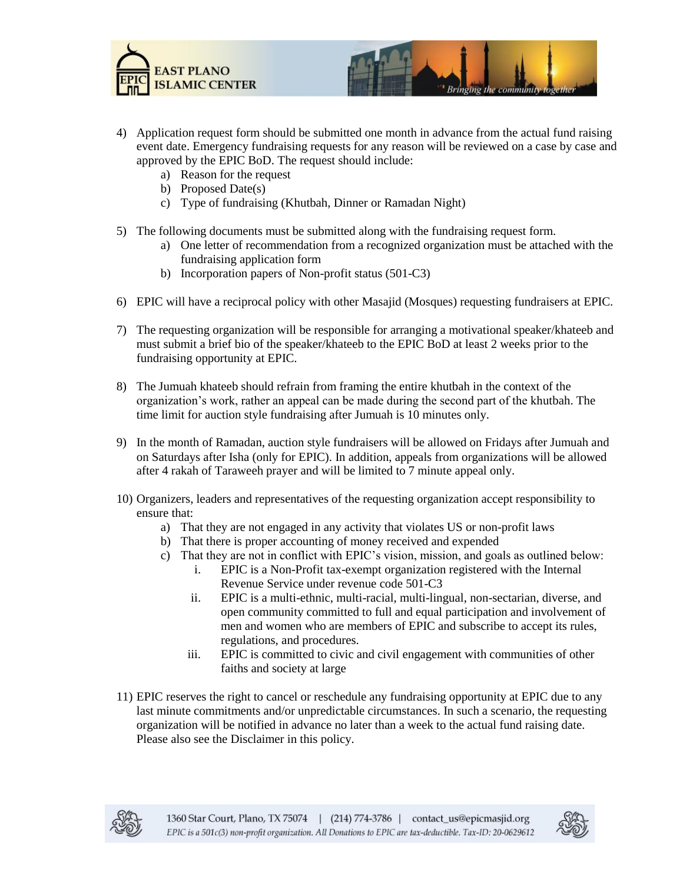4) Application request form should be submitted one month in advance from the actual fund raising event date. Emergency fundraising requests for any reason will be reviewed on a case by case and approved by the EPIC BoD. The request should include:
    a) Reason for the request
    b) Proposed Date(s)
    c) Type of fundraising (Khutbah, Dinner or Ramadan Night)

5) The following documents must be submitted along with the fundraising request form.
    a) One letter of recommendation from a recognized organization must be attached with the fundraising application form
    b) Incorporation papers of Non-profit status (501-C3)

6) EPIC will have a reciprocal policy with other Masajid (Mosques) requesting fundraisers at EPIC.

7) The requesting organization will be responsible for arranging a motivational speaker/khateeb and must submit a brief bio of the speaker/khateeb to the EPIC BoD at least 2 weeks prior to the fundraising opportunity at EPIC.

8) The Jumuah khateeb should refrain from framing the entire khutbah in the context of the organization's work, rather an appeal can be made during the second part of the khutbah. The time limit for auction style fundraising after Jumuah is 10 minutes only.

9) In the month of Ramadan, auction style fundraisers will be allowed on Fridays after Jumuah and on Saturdays after Isha (only for EPIC). In addition, appeals from organizations will be allowed after 4 rakah of Taraweeh prayer and will be limited to 7 minute appeal only.

10) Organizers, leaders and representatives of the requesting organization accept responsibility to ensure that:
    a) That they are not engaged in any activity that violates US or non-profit laws
    b) That there is proper accounting of money received and expended
    c) That they are not in conflict with EPIC's vision, mission, and goals as outlined below:
        i. EPIC is a Non-Profit tax-exempt organization registered with the Internal Revenue Service under revenue code 501-C3
        ii. EPIC is a multi-ethnic, multi-racial, multi-lingual, non-sectarian, diverse, and open community committed to full and equal participation and involvement of men and women who are members of EPIC and subscribe to accept its rules, regulations, and procedures.
        iii. EPIC is committed to civic and civil engagement with communities of other faiths and society at large

11) EPIC reserves the right to cancel or reschedule any fundraising opportunity at EPIC due to any last minute commitments and/or unpredictable circumstances. In such a scenario, the requesting organization will be notified in advance no later than a week to the actual fund raising date. Please also see the Disclaimer in this policy.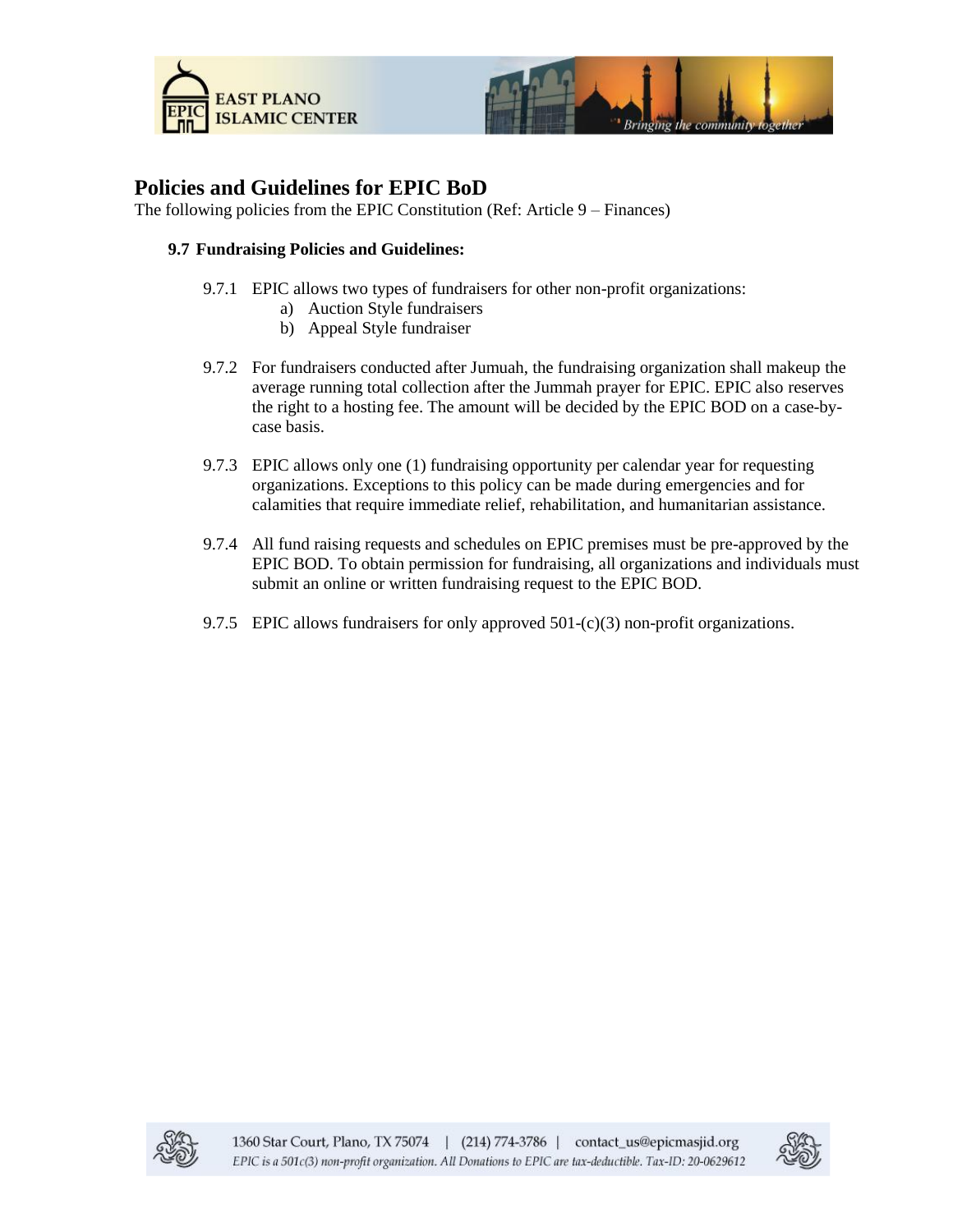## Policies and Guidelines for EPIC BoD

The following policies from the EPIC Constitution (Ref: Article 9 – Finances)

### 9.7 Fundraising Policies and Guidelines:

9.7.1 EPIC allows two types of fundraisers for other non-profit organizations:

a) Auction Style fundraisers
b) Appeal Style fundraiser

9.7.2 For fundraisers conducted after Jumuah, the fundraising organization shall makeup the average running total collection after the Jummah prayer for EPIC. EPIC also reserves the right to a hosting fee. The amount will be decided by the EPIC BOD on a case-by-case basis.

9.7.3 EPIC allows only one (1) fundraising opportunity per calendar year for requesting organizations. Exceptions to this policy can be made during emergencies and for calamities that require immediate relief, rehabilitation, and humanitarian assistance.

9.7.4 All fund raising requests and schedules on EPIC premises must be pre-approved by the EPIC BOD. To obtain permission for fundraising, all organizations and individuals must submit an online or written fundraising request to the EPIC BOD.

9.7.5 EPIC allows fundraisers for only approved 501-(c)(3) non-profit organizations.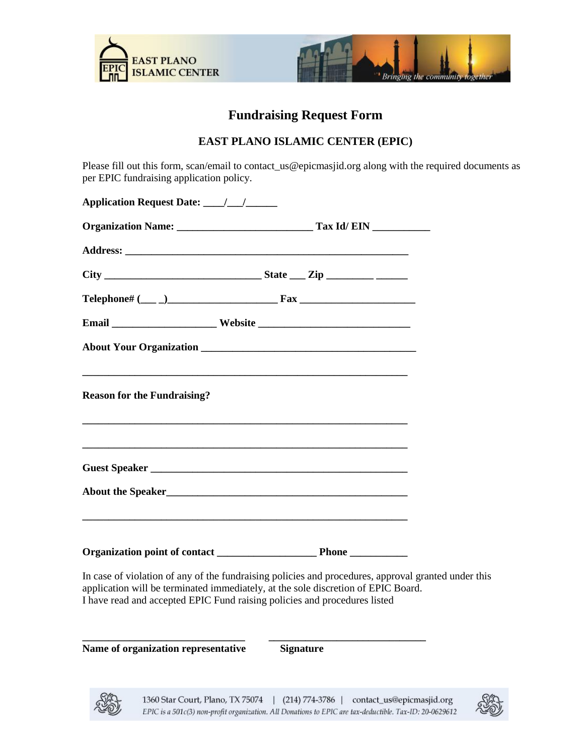EAST PLANO ISLAMIC CENTER

Bringing the community together

## Fundraising Request Form

### EAST PLANO ISLAMIC CENTER (EPIC)

Please fill out this form, scan/email to contact_us@epicmasjid.org along with the required documents as per EPIC fundraising application policy.

**Application Request Date: \_\_\_\_/\_\_\_/\_\_\_\_\_\_**

**Organization Name: \_\_\_\_\_\_\_\_\_\_\_\_\_\_\_\_\_\_\_\_\_\_\_\_\_\_ Tax Id/ EIN \_\_\_\_\_\_\_\_\_\_\_**

**Address: \_\_\_\_\_\_\_\_\_\_\_\_\_\_\_\_\_\_\_\_\_\_\_\_\_\_\_\_\_\_\_\_\_\_\_\_\_\_\_\_\_\_\_\_\_\_\_\_\_\_\_\_\_\_\_\_**

**City \_\_\_\_\_\_\_\_\_\_\_\_\_\_\_\_\_\_\_\_\_\_\_\_\_\_\_\_\_\_ State \_\_\_ Zip \_\_\_\_\_\_\_\_\_ \_\_\_\_\_\_**

**Telephone# (\_\_\_ \_)\_\_\_\_\_\_\_\_\_\_\_\_\_\_\_\_\_\_\_\_\_ Fax \_\_\_\_\_\_\_\_\_\_\_\_\_\_\_\_\_\_\_\_\_\_**

**Email \_\_\_\_\_\_\_\_\_\_\_\_\_\_\_\_\_\_\_\_ Website \_\_\_\_\_\_\_\_\_\_\_\_\_\_\_\_\_\_\_\_\_\_\_\_\_\_\_\_\_\_**

**About Your Organization \_\_\_\_\_\_\_\_\_\_\_\_\_\_\_\_\_\_\_\_\_\_\_\_\_\_\_\_\_\_\_\_\_\_\_\_\_\_\_\_\_\_**

**\_\_\_\_\_\_\_\_\_\_\_\_\_\_\_\_\_\_\_\_\_\_\_\_\_\_\_\_\_\_\_\_\_\_\_\_\_\_\_\_\_\_\_\_\_\_\_\_\_\_\_\_\_\_\_\_\_\_\_\_\_\_\_**

**Reason for the Fundraising?**

**\_\_\_\_\_\_\_\_\_\_\_\_\_\_\_\_\_\_\_\_\_\_\_\_\_\_\_\_\_\_\_\_\_\_\_\_\_\_\_\_\_\_\_\_\_\_\_\_\_\_\_\_\_\_\_\_\_\_\_\_\_\_\_**

**\_\_\_\_\_\_\_\_\_\_\_\_\_\_\_\_\_\_\_\_\_\_\_\_\_\_\_\_\_\_\_\_\_\_\_\_\_\_\_\_\_\_\_\_\_\_\_\_\_\_\_\_\_\_\_\_\_\_\_\_\_\_\_**

**Guest Speaker \_\_\_\_\_\_\_\_\_\_\_\_\_\_\_\_\_\_\_\_\_\_\_\_\_\_\_\_\_\_\_\_\_\_\_\_\_\_\_\_\_\_\_\_\_\_\_\_\_\_\_**

**About the Speaker\_\_\_\_\_\_\_\_\_\_\_\_\_\_\_\_\_\_\_\_\_\_\_\_\_\_\_\_\_\_\_\_\_\_\_\_\_\_\_\_\_\_\_\_\_\_\_\_**

**\_\_\_\_\_\_\_\_\_\_\_\_\_\_\_\_\_\_\_\_\_\_\_\_\_\_\_\_\_\_\_\_\_\_\_\_\_\_\_\_\_\_\_\_\_\_\_\_\_\_\_\_\_\_\_\_\_\_\_\_\_\_\_**

**Organization point of contact \_\_\_\_\_\_\_\_\_\_\_\_\_\_\_\_\_\_\_ Phone \_\_\_\_\_\_\_\_\_\_\_**

In case of violation of any of the fundraising policies and procedures, approval granted under this application will be terminated immediately, at the sole discretion of EPIC Board.
I have read and accepted EPIC Fund raising policies and procedures listed

**\_\_\_\_\_\_\_\_\_\_\_\_\_\_\_\_\_\_\_\_\_\_\_\_\_\_\_\_\_\_\_\_ \_\_\_\_\_\_\_\_\_\_\_\_\_\_\_\_\_\_\_\_\_\_\_\_\_\_\_\_\_\_\_\_**

**Name of organization representative Signature**

1360 Star Court, Plano, TX 75074 | (214) 774-3786 | contact_us@epicmasjid.org
*EPIC is a 501c(3) non-profit organization. All Donations to EPIC are tax-deductible. Tax-ID: 20-0629612*